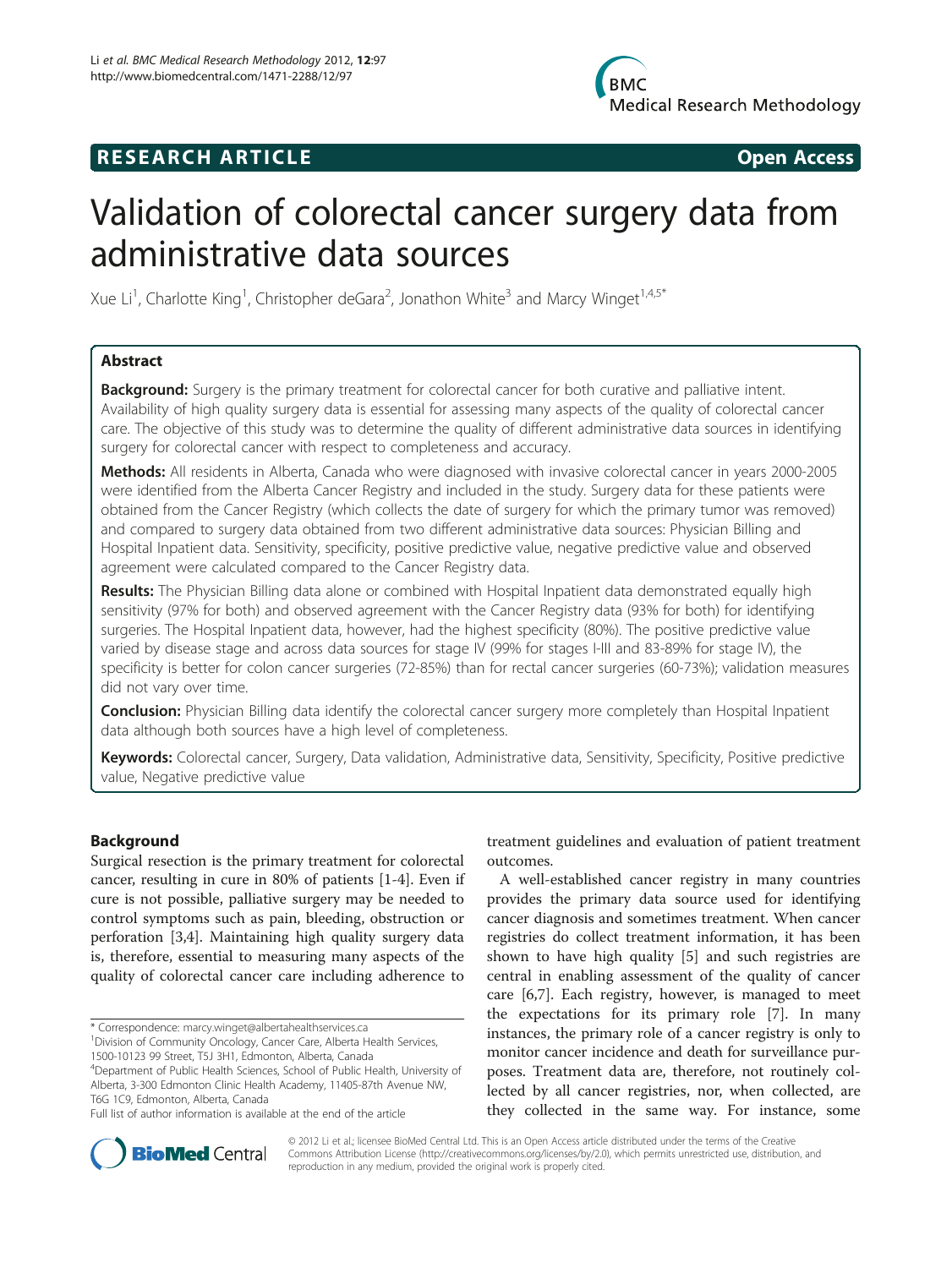RESEARCH ARTICLE Open Access

# Validation of colorectal cancer surgery data from administrative data sources

Xue Li[1], Charlotte King[1], Christopher deGara[2], Jonathon White[3] and Marcy Winget[1,4,5*]

## Abstract

**Background:** Surgery is the primary treatment for colorectal cancer for both curative and palliative intent. Availability of high quality surgery data is essential for assessing many aspects of the quality of colorectal cancer care. The objective of this study was to determine the quality of different administrative data sources in identifying surgery for colorectal cancer with respect to completeness and accuracy.

**Methods:** All residents in Alberta, Canada who were diagnosed with invasive colorectal cancer in years 2000-2005 were identified from the Alberta Cancer Registry and included in the study. Surgery data for these patients were obtained from the Cancer Registry (which collects the date of surgery for which the primary tumor was removed) and compared to surgery data obtained from two different administrative data sources: Physician Billing and Hospital Inpatient data. Sensitivity, specificity, positive predictive value, negative predictive value and observed agreement were calculated compared to the Cancer Registry data.

**Results:** The Physician Billing data alone or combined with Hospital Inpatient data demonstrated equally high sensitivity (97% for both) and observed agreement with the Cancer Registry data (93% for both) for identifying surgeries. The Hospital Inpatient data, however, had the highest specificity (80%). The positive predictive value varied by disease stage and across data sources for stage IV (99% for stages I-III and 83-89% for stage IV), the specificity is better for colon cancer surgeries (72-85%) than for rectal cancer surgeries (60-73%); validation measures did not vary over time.

**Conclusion:** Physician Billing data identify the colorectal cancer surgery more completely than Hospital Inpatient data although both sources have a high level of completeness.

**Keywords:** Colorectal cancer, Surgery, Data validation, Administrative data, Sensitivity, Specificity, Positive predictive value, Negative predictive value

## Background

Surgical resection is the primary treatment for colorectal cancer, resulting in cure in 80% of patients [1-4]. Even if cure is not possible, palliative surgery may be needed to control symptoms such as pain, bleeding, obstruction or perforation [3,4]. Maintaining high quality surgery data is, therefore, essential to measuring many aspects of the quality of colorectal cancer care including adherence to treatment guidelines and evaluation of patient treatment outcomes.

A well-established cancer registry in many countries provides the primary data source used for identifying cancer diagnosis and sometimes treatment. When cancer registries do collect treatment information, it has been shown to have high quality [5] and such registries are central in enabling assessment of the quality of cancer care [6,7]. Each registry, however, is managed to meet the expectations for its primary role [7]. In many instances, the primary role of a cancer registry is only to monitor cancer incidence and death for surveillance purposes. Treatment data are, therefore, not routinely collected by all cancer registries, nor, when collected, are they collected in the same way. For instance, some

* Correspondence: marcy.winget@albertahealthservices.ca
[1] Division of Community Oncology, Cancer Care, Alberta Health Services, 1500-10123 99 Street, T5J 3H1, Edmonton, Alberta, Canada
[4] Department of Public Health Sciences, School of Public Health, University of Alberta, 3-300 Edmonton Clinic Health Academy, 11405-87th Avenue NW, T6G 1C9, Edmonton, Alberta, Canada
Full list of author information is available at the end of the article

© 2012 Li et al.; licensee BioMed Central Ltd. This is an Open Access article distributed under the terms of the Creative Commons Attribution License (http://creativecommons.org/licenses/by/2.0), which permits unrestricted use, distribution, and reproduction in any medium, provided the original work is properly cited.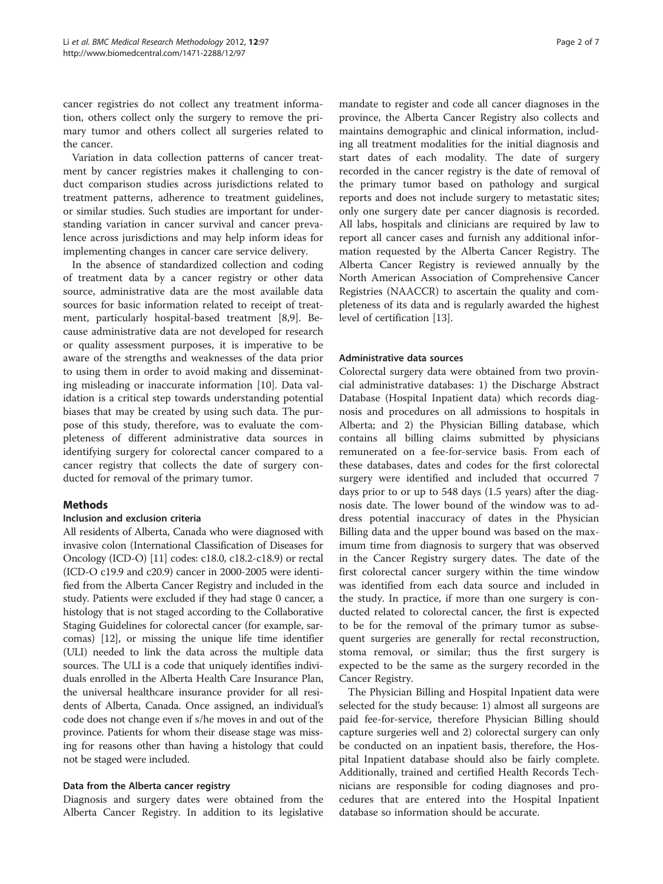cancer registries do not collect any treatment information, others collect only the surgery to remove the primary tumor and others collect all surgeries related to the cancer.

Variation in data collection patterns of cancer treatment by cancer registries makes it challenging to conduct comparison studies across jurisdictions related to treatment patterns, adherence to treatment guidelines, or similar studies. Such studies are important for understanding variation in cancer survival and cancer prevalence across jurisdictions and may help inform ideas for implementing changes in cancer care service delivery.

In the absence of standardized collection and coding of treatment data by a cancer registry or other data source, administrative data are the most available data sources for basic information related to receipt of treatment, particularly hospital-based treatment [8,9]. Because administrative data are not developed for research or quality assessment purposes, it is imperative to be aware of the strengths and weaknesses of the data prior to using them in order to avoid making and disseminating misleading or inaccurate information [10]. Data validation is a critical step towards understanding potential biases that may be created by using such data. The purpose of this study, therefore, was to evaluate the completeness of different administrative data sources in identifying surgery for colorectal cancer compared to a cancer registry that collects the date of surgery conducted for removal of the primary tumor.

## Methods

### Inclusion and exclusion criteria

All residents of Alberta, Canada who were diagnosed with invasive colon (International Classification of Diseases for Oncology (ICD-O) [11] codes: c18.0, c18.2-c18.9) or rectal (ICD-O c19.9 and c20.9) cancer in 2000-2005 were identified from the Alberta Cancer Registry and included in the study. Patients were excluded if they had stage 0 cancer, a histology that is not staged according to the Collaborative Staging Guidelines for colorectal cancer (for example, sarcomas) [12], or missing the unique life time identifier (ULI) needed to link the data across the multiple data sources. The ULI is a code that uniquely identifies individuals enrolled in the Alberta Health Care Insurance Plan, the universal healthcare insurance provider for all residents of Alberta, Canada. Once assigned, an individual's code does not change even if s/he moves in and out of the province. Patients for whom their disease stage was missing for reasons other than having a histology that could not be staged were included.

### Data from the Alberta cancer registry

Diagnosis and surgery dates were obtained from the Alberta Cancer Registry. In addition to its legislative mandate to register and code all cancer diagnoses in the province, the Alberta Cancer Registry also collects and maintains demographic and clinical information, including all treatment modalities for the initial diagnosis and start dates of each modality. The date of surgery recorded in the cancer registry is the date of removal of the primary tumor based on pathology and surgical reports and does not include surgery to metastatic sites; only one surgery date per cancer diagnosis is recorded. All labs, hospitals and clinicians are required by law to report all cancer cases and furnish any additional information requested by the Alberta Cancer Registry. The Alberta Cancer Registry is reviewed annually by the North American Association of Comprehensive Cancer Registries (NAACCR) to ascertain the quality and completeness of its data and is regularly awarded the highest level of certification [13].

### Administrative data sources

Colorectal surgery data were obtained from two provincial administrative databases: 1) the Discharge Abstract Database (Hospital Inpatient data) which records diagnosis and procedures on all admissions to hospitals in Alberta; and 2) the Physician Billing database, which contains all billing claims submitted by physicians remunerated on a fee-for-service basis. From each of these databases, dates and codes for the first colorectal surgery were identified and included that occurred 7 days prior to or up to 548 days (1.5 years) after the diagnosis date. The lower bound of the window was to address potential inaccuracy of dates in the Physician Billing data and the upper bound was based on the maximum time from diagnosis to surgery that was observed in the Cancer Registry surgery dates. The date of the first colorectal cancer surgery within the time window was identified from each data source and included in the study. In practice, if more than one surgery is conducted related to colorectal cancer, the first is expected to be for the removal of the primary tumor as subsequent surgeries are generally for rectal reconstruction, stoma removal, or similar; thus the first surgery is expected to be the same as the surgery recorded in the Cancer Registry.

The Physician Billing and Hospital Inpatient data were selected for the study because: 1) almost all surgeons are paid fee-for-service, therefore Physician Billing should capture surgeries well and 2) colorectal surgery can only be conducted on an inpatient basis, therefore, the Hospital Inpatient database should also be fairly complete. Additionally, trained and certified Health Records Technicians are responsible for coding diagnoses and procedures that are entered into the Hospital Inpatient database so information should be accurate.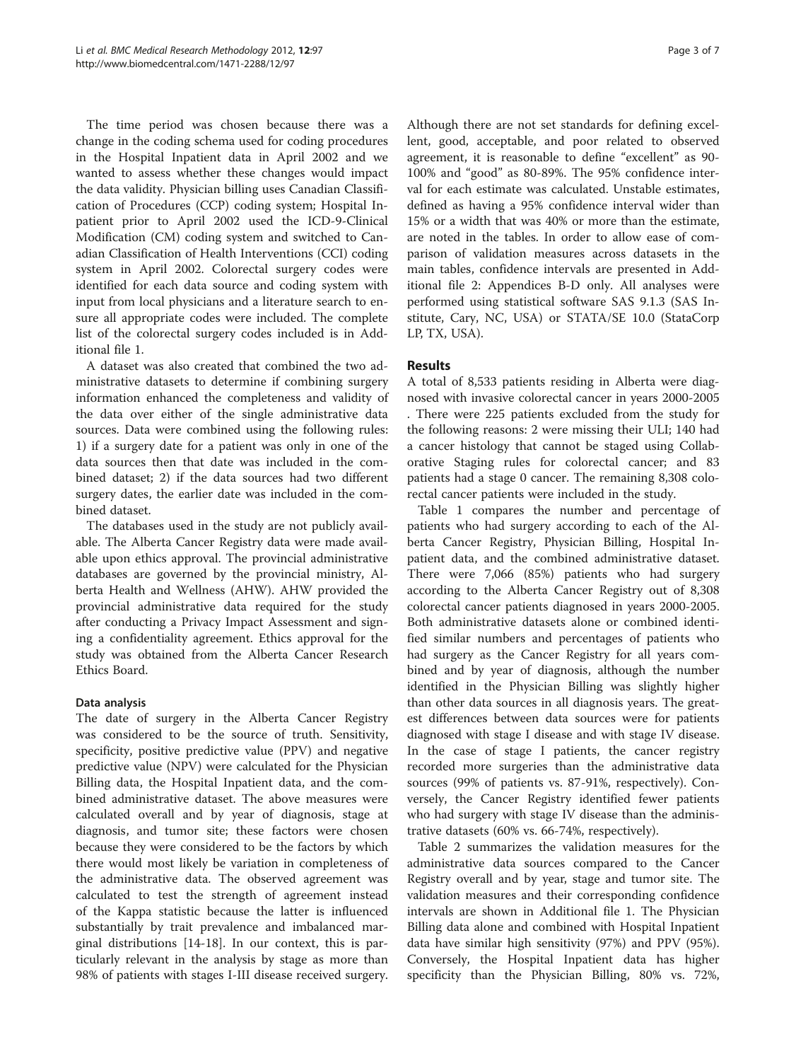The time period was chosen because there was a change in the coding schema used for coding procedures in the Hospital Inpatient data in April 2002 and we wanted to assess whether these changes would impact the data validity. Physician billing uses Canadian Classification of Procedures (CCP) coding system; Hospital Inpatient prior to April 2002 used the ICD-9-Clinical Modification (CM) coding system and switched to Canadian Classification of Health Interventions (CCI) coding system in April 2002. Colorectal surgery codes were identified for each data source and coding system with input from local physicians and a literature search to ensure all appropriate codes were included. The complete list of the colorectal surgery codes included is in Additional file 1.

A dataset was also created that combined the two administrative datasets to determine if combining surgery information enhanced the completeness and validity of the data over either of the single administrative data sources. Data were combined using the following rules: 1) if a surgery date for a patient was only in one of the data sources then that date was included in the combined dataset; 2) if the data sources had two different surgery dates, the earlier date was included in the combined dataset.

The databases used in the study are not publicly available. The Alberta Cancer Registry data were made available upon ethics approval. The provincial administrative databases are governed by the provincial ministry, Alberta Health and Wellness (AHW). AHW provided the provincial administrative data required for the study after conducting a Privacy Impact Assessment and signing a confidentiality agreement. Ethics approval for the study was obtained from the Alberta Cancer Research Ethics Board.

### Data analysis

The date of surgery in the Alberta Cancer Registry was considered to be the source of truth. Sensitivity, specificity, positive predictive value (PPV) and negative predictive value (NPV) were calculated for the Physician Billing data, the Hospital Inpatient data, and the combined administrative dataset. The above measures were calculated overall and by year of diagnosis, stage at diagnosis, and tumor site; these factors were chosen because they were considered to be the factors by which there would most likely be variation in completeness of the administrative data. The observed agreement was calculated to test the strength of agreement instead of the Kappa statistic because the latter is influenced substantially by trait prevalence and imbalanced marginal distributions [14-18]. In our context, this is particularly relevant in the analysis by stage as more than 98% of patients with stages I-III disease received surgery. Although there are not set standards for defining excellent, good, acceptable, and poor related to observed agreement, it is reasonable to define "excellent" as 90-100% and "good" as 80-89%. The 95% confidence interval for each estimate was calculated. Unstable estimates, defined as having a 95% confidence interval wider than 15% or a width that was 40% or more than the estimate, are noted in the tables. In order to allow ease of comparison of validation measures across datasets in the main tables, confidence intervals are presented in Additional file 2: Appendices B-D only. All analyses were performed using statistical software SAS 9.1.3 (SAS Institute, Cary, NC, USA) or STATA/SE 10.0 (StataCorp LP, TX, USA).

## Results

A total of 8,533 patients residing in Alberta were diagnosed with invasive colorectal cancer in years 2000-2005. There were 225 patients excluded from the study for the following reasons: 2 were missing their ULI; 140 had a cancer histology that cannot be staged using Collaborative Staging rules for colorectal cancer; and 83 patients had a stage 0 cancer. The remaining 8,308 colorectal cancer patients were included in the study.

Table 1 compares the number and percentage of patients who had surgery according to each of the Alberta Cancer Registry, Physician Billing, Hospital Inpatient data, and the combined administrative dataset. There were 7,066 (85%) patients who had surgery according to the Alberta Cancer Registry out of 8,308 colorectal cancer patients diagnosed in years 2000-2005. Both administrative datasets alone or combined identified similar numbers and percentages of patients who had surgery as the Cancer Registry for all years combined and by year of diagnosis, although the number identified in the Physician Billing was slightly higher than other data sources in all diagnosis years. The greatest differences between data sources were for patients diagnosed with stage I disease and with stage IV disease. In the case of stage I patients, the cancer registry recorded more surgeries than the administrative data sources (99% of patients vs. 87-91%, respectively). Conversely, the Cancer Registry identified fewer patients who had surgery with stage IV disease than the administrative datasets (60% vs. 66-74%, respectively).

Table 2 summarizes the validation measures for the administrative data sources compared to the Cancer Registry overall and by year, stage and tumor site. The validation measures and their corresponding confidence intervals are shown in Additional file 1. The Physician Billing data alone and combined with Hospital Inpatient data have similar high sensitivity (97%) and PPV (95%). Conversely, the Hospital Inpatient data has higher specificity than the Physician Billing, 80% vs. 72%,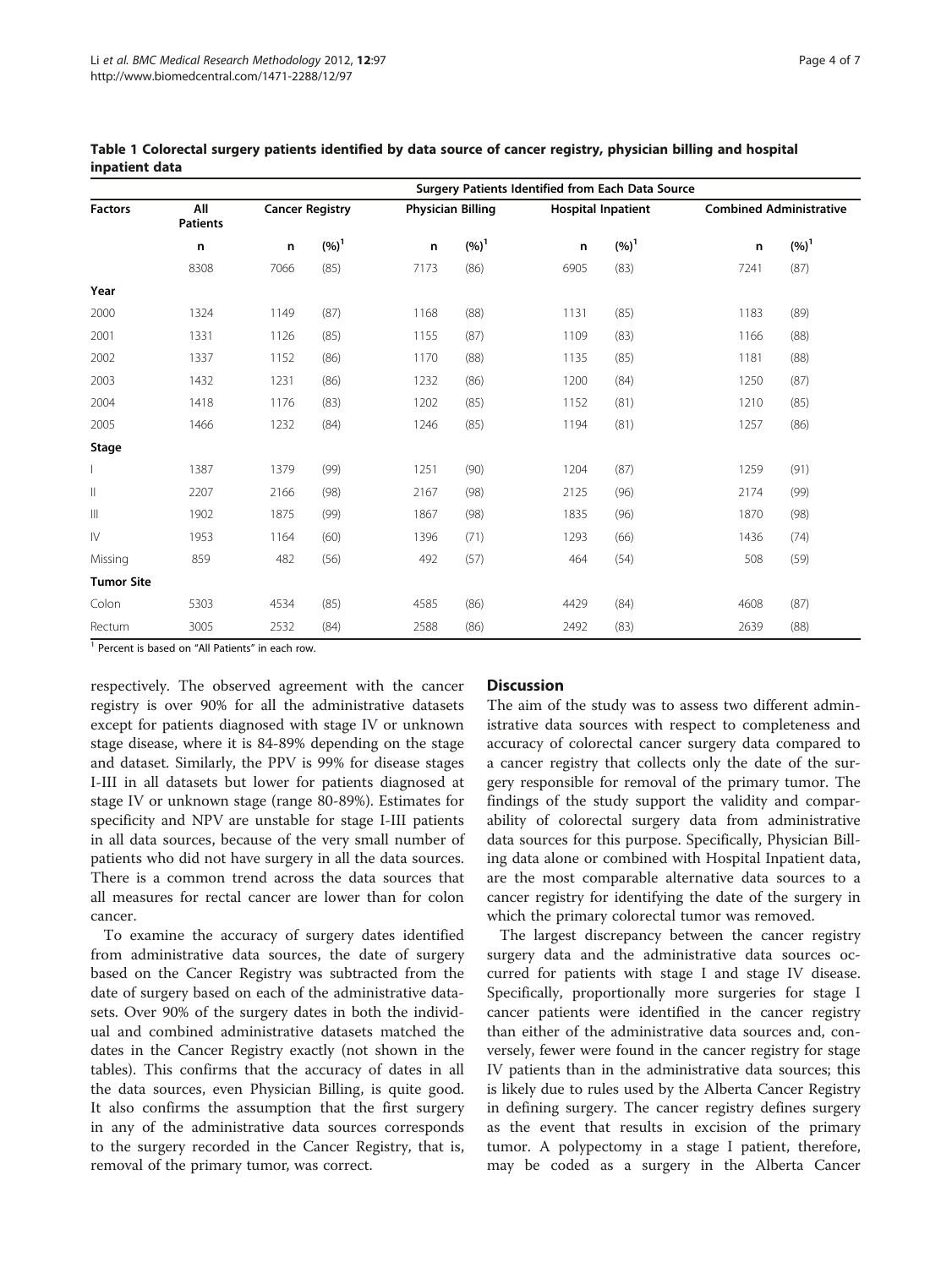**Table 1 Colorectal surgery patients identified by data source of cancer registry, physician billing and hospital inpatient data**

| Factors | All Patients | Surgery Patients Identified from Each Data Source | | | | | | | |
|---|---|---|---|---|---|---|---|---|---|
| | | Cancer Registry | | Physician Billing | | Hospital Inpatient | | Combined Administrative | |
| | n | n | (%)[1] | n | (%)[1] | n | (%)[1] | n | (%)[1] |
| | 8308 | 7066 | (85) | 7173 | (86) | 6905 | (83) | 7241 | (87) |
| **Year** | | | | | | | | | |
| 2000 | 1324 | 1149 | (87) | 1168 | (88) | 1131 | (85) | 1183 | (89) |
| 2001 | 1331 | 1126 | (85) | 1155 | (87) | 1109 | (83) | 1166 | (88) |
| 2002 | 1337 | 1152 | (86) | 1170 | (88) | 1135 | (85) | 1181 | (88) |
| 2003 | 1432 | 1231 | (86) | 1232 | (86) | 1200 | (84) | 1250 | (87) |
| 2004 | 1418 | 1176 | (83) | 1202 | (85) | 1152 | (81) | 1210 | (85) |
| 2005 | 1466 | 1232 | (84) | 1246 | (85) | 1194 | (81) | 1257 | (86) |
| **Stage** | | | | | | | | | |
| I | 1387 | 1379 | (99) | 1251 | (90) | 1204 | (87) | 1259 | (91) |
| II | 2207 | 2166 | (98) | 2167 | (98) | 2125 | (96) | 2174 | (99) |
| III | 1902 | 1875 | (99) | 1867 | (98) | 1835 | (96) | 1870 | (98) |
| IV | 1953 | 1164 | (60) | 1396 | (71) | 1293 | (66) | 1436 | (74) |
| Missing | 859 | 482 | (56) | 492 | (57) | 464 | (54) | 508 | (59) |
| **Tumor Site** | | | | | | | | | |
| Colon | 5303 | 4534 | (85) | 4585 | (86) | 4429 | (84) | 4608 | (87) |
| Rectum | 3005 | 2532 | (84) | 2588 | (86) | 2492 | (83) | 2639 | (88) |

[1] Percent is based on "All Patients" in each row.

respectively. The observed agreement with the cancer registry is over 90% for all the administrative datasets except for patients diagnosed with stage IV or unknown stage disease, where it is 84-89% depending on the stage and dataset. Similarly, the PPV is 99% for disease stages I-III in all datasets but lower for patients diagnosed at stage IV or unknown stage (range 80-89%). Estimates for specificity and NPV are unstable for stage I-III patients in all data sources, because of the very small number of patients who did not have surgery in all the data sources. There is a common trend across the data sources that all measures for rectal cancer are lower than for colon cancer.

To examine the accuracy of surgery dates identified from administrative data sources, the date of surgery based on the Cancer Registry was subtracted from the date of surgery based on each of the administrative datasets. Over 90% of the surgery dates in both the individual and combined administrative datasets matched the dates in the Cancer Registry exactly (not shown in the tables). This confirms that the accuracy of dates in all the data sources, even Physician Billing, is quite good. It also confirms the assumption that the first surgery in any of the administrative data sources corresponds to the surgery recorded in the Cancer Registry, that is, removal of the primary tumor, was correct.

## Discussion

The aim of the study was to assess two different administrative data sources with respect to completeness and accuracy of colorectal cancer surgery data compared to a cancer registry that collects only the date of the surgery responsible for removal of the primary tumor. The findings of the study support the validity and comparability of colorectal surgery data from administrative data sources for this purpose. Specifically, Physician Billing data alone or combined with Hospital Inpatient data, are the most comparable alternative data sources to a cancer registry for identifying the date of the surgery in which the primary colorectal tumor was removed.

The largest discrepancy between the cancer registry surgery data and the administrative data sources occurred for patients with stage I and stage IV disease. Specifically, proportionally more surgeries for stage I cancer patients were identified in the cancer registry than either of the administrative data sources and, conversely, fewer were found in the cancer registry for stage IV patients than in the administrative data sources; this is likely due to rules used by the Alberta Cancer Registry in defining surgery. The cancer registry defines surgery as the event that results in excision of the primary tumor. A polypectomy in a stage I patient, therefore, may be coded as a surgery in the Alberta Cancer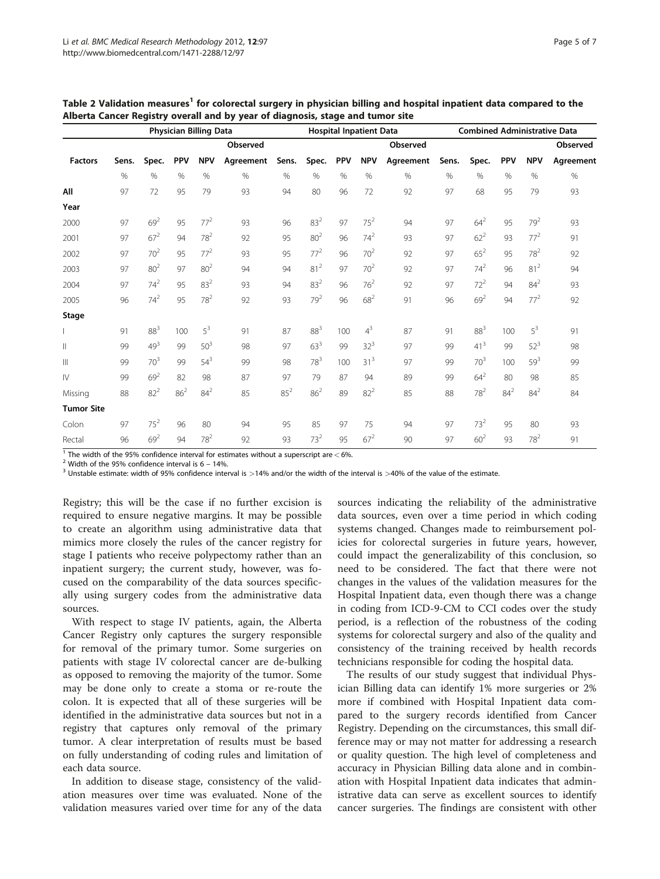**Table 2 Validation measures[1] for colorectal surgery in physician billing and hospital inpatient data compared to the Alberta Cancer Registry overall and by year of diagnosis, stage and tumor site**

| | Physician Billing Data | | | | | Hospital Inpatient Data | | | | | Combined Administrative Data | | | | |
|---|---|---|---|---|---|---|---|---|---|---|---|---|---|---|---|
| | | | | | Observed | | | | | Observed | | | | | Observed |
| Factors | Sens. | Spec. | PPV | NPV | Agreement | Sens. | Spec. | PPV | NPV | Agreement | Sens. | Spec. | PPV | NPV | Agreement |
| | % | % | % | % | % | % | % | % | % | % | % | % | % | % | % |
| **All** | 97 | 72 | 95 | 79 | 93 | 94 | 80 | 96 | 72 | 92 | 97 | 68 | 95 | 79 | 93 |
| **Year** | | | | | | | | | | | | | | | |
| 2000 | 97 | 69[2] | 95 | 77[2] | 93 | 96 | 83[2] | 97 | 75[2] | 94 | 97 | 64[2] | 95 | 79[2] | 93 |
| 2001 | 97 | 67[2] | 94 | 78[2] | 92 | 95 | 80[2] | 96 | 74[2] | 93 | 97 | 62[2] | 93 | 77[2] | 91 |
| 2002 | 97 | 70[2] | 95 | 77[2] | 93 | 95 | 77[2] | 96 | 70[2] | 92 | 97 | 65[2] | 95 | 78[2] | 92 |
| 2003 | 97 | 80[2] | 97 | 80[2] | 94 | 94 | 81[2] | 97 | 70[2] | 92 | 97 | 74[2] | 96 | 81[2] | 94 |
| 2004 | 97 | 74[2] | 95 | 83[2] | 93 | 94 | 83[2] | 96 | 76[2] | 92 | 97 | 72[2] | 94 | 84[2] | 93 |
| 2005 | 96 | 74[2] | 95 | 78[2] | 92 | 93 | 79[2] | 96 | 68[2] | 91 | 96 | 69[2] | 94 | 77[2] | 92 |
| **Stage** | | | | | | | | | | | | | | | |
| I | 91 | 88[3] | 100 | 5[3] | 91 | 87 | 88[3] | 100 | 4[3] | 87 | 91 | 88[3] | 100 | 5[3] | 91 |
| II | 99 | 49[3] | 99 | 50[3] | 98 | 97 | 63[3] | 99 | 32[3] | 97 | 99 | 41[3] | 99 | 52[3] | 98 |
| III | 99 | 70[3] | 99 | 54[3] | 99 | 98 | 78[3] | 100 | 31[3] | 97 | 99 | 70[3] | 100 | 59[3] | 99 |
| IV | 99 | 69[2] | 82 | 98 | 87 | 97 | 79 | 87 | 94 | 89 | 99 | 64[2] | 80 | 98 | 85 |
| Missing | 88 | 82[2] | 86[2] | 84[2] | 85 | 85[2] | 86[2] | 89 | 82[2] | 85 | 88 | 78[2] | 84[2] | 84[2] | 84 |
| **Tumor Site** | | | | | | | | | | | | | | | |
| Colon | 97 | 75[2] | 96 | 80 | 94 | 95 | 85 | 97 | 75 | 94 | 97 | 73[2] | 95 | 80 | 93 |
| Rectal | 96 | 69[2] | 94 | 78[2] | 92 | 93 | 73[2] | 95 | 67[2] | 90 | 97 | 60[2] | 93 | 78[2] | 91 |

[1] The width of the 95% confidence interval for estimates without a superscript are < 6%.
[2] Width of the 95% confidence interval is 6 – 14%.
[3] Unstable estimate: width of 95% confidence interval is >14% and/or the width of the interval is >40% of the value of the estimate.

Registry; this will be the case if no further excision is required to ensure negative margins. It may be possible to create an algorithm using administrative data that mimics more closely the rules of the cancer registry for stage I patients who receive polypectomy rather than an inpatient surgery; the current study, however, was focused on the comparability of the data sources specifically using surgery codes from the administrative data sources.

With respect to stage IV patients, again, the Alberta Cancer Registry only captures the surgery responsible for removal of the primary tumor. Some surgeries on patients with stage IV colorectal cancer are de-bulking as opposed to removing the majority of the tumor. Some may be done only to create a stoma or re-route the colon. It is expected that all of these surgeries will be identified in the administrative data sources but not in a registry that captures only removal of the primary tumor. A clear interpretation of results must be based on fully understanding of coding rules and limitation of each data source.

In addition to disease stage, consistency of the validation measures over time was evaluated. None of the validation measures varied over time for any of the data sources indicating the reliability of the administrative data sources, even over a time period in which coding systems changed. Changes made to reimbursement policies for colorectal surgeries in future years, however, could impact the generalizability of this conclusion, so need to be considered. The fact that there were not changes in the values of the validation measures for the Hospital Inpatient data, even though there was a change in coding from ICD-9-CM to CCI codes over the study period, is a reflection of the robustness of the coding systems for colorectal surgery and also of the quality and consistency of the training received by health records technicians responsible for coding the hospital data.

The results of our study suggest that individual Physician Billing data can identify 1% more surgeries or 2% more if combined with Hospital Inpatient data compared to the surgery records identified from Cancer Registry. Depending on the circumstances, this small difference may or may not matter for addressing a research or quality question. The high level of completeness and accuracy in Physician Billing data alone and in combination with Hospital Inpatient data indicates that administrative data can serve as excellent sources to identify cancer surgeries. The findings are consistent with other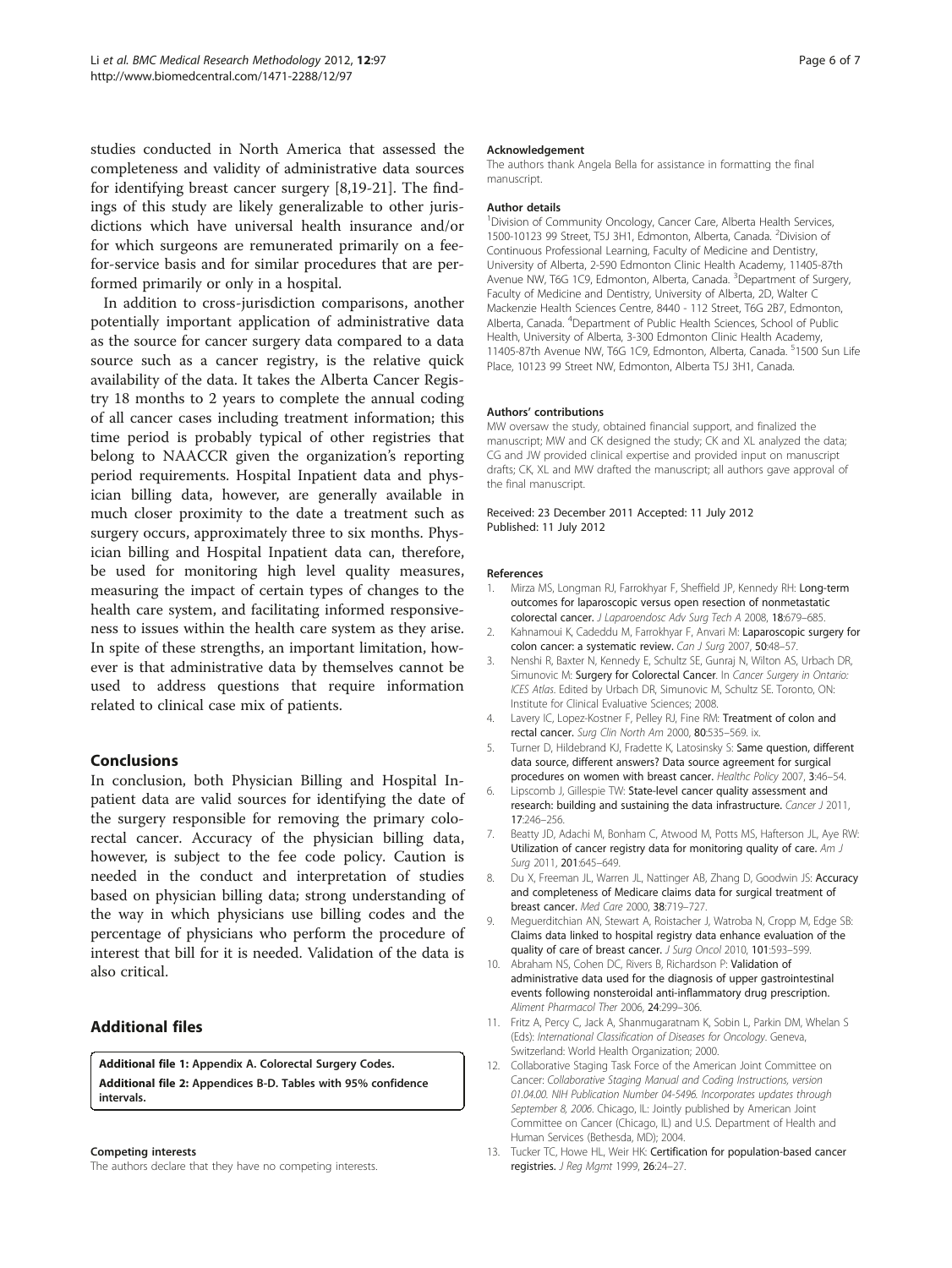studies conducted in North America that assessed the completeness and validity of administrative data sources for identifying breast cancer surgery [8,19-21]. The findings of this study are likely generalizable to other jurisdictions which have universal health insurance and/or for which surgeons are remunerated primarily on a fee-for-service basis and for similar procedures that are performed primarily or only in a hospital.

In addition to cross-jurisdiction comparisons, another potentially important application of administrative data as the source for cancer surgery data compared to a data source such as a cancer registry, is the relative quick availability of the data. It takes the Alberta Cancer Registry 18 months to 2 years to complete the annual coding of all cancer cases including treatment information; this time period is probably typical of other registries that belong to NAACCR given the organization's reporting period requirements. Hospital Inpatient data and physician billing data, however, are generally available in much closer proximity to the date a treatment such as surgery occurs, approximately three to six months. Physician billing and Hospital Inpatient data can, therefore, be used for monitoring high level quality measures, measuring the impact of certain types of changes to the health care system, and facilitating informed responsiveness to issues within the health care system as they arise. In spite of these strengths, an important limitation, however is that administrative data by themselves cannot be used to address questions that require information related to clinical case mix of patients.

## Conclusions

In conclusion, both Physician Billing and Hospital Inpatient data are valid sources for identifying the date of the surgery responsible for removing the primary colorectal cancer. Accuracy of the physician billing data, however, is subject to the fee code policy. Caution is needed in the conduct and interpretation of studies based on physician billing data; strong understanding of the way in which physicians use billing codes and the percentage of physicians who perform the procedure of interest that bill for it is needed. Validation of the data is also critical.

## Additional files

**Additional file 1: Appendix A. Colorectal Surgery Codes.**

**Additional file 2: Appendices B-D. Tables with 95% confidence intervals.**

#### Competing interests

The authors declare that they have no competing interests.

#### Acknowledgement

The authors thank Angela Bella for assistance in formatting the final manuscript.

#### Author details

[1]Division of Community Oncology, Cancer Care, Alberta Health Services, 1500-10123 99 Street, T5J 3H1, Edmonton, Alberta, Canada. [2]Division of Continuous Professional Learning, Faculty of Medicine and Dentistry, University of Alberta, 2-590 Edmonton Clinic Health Academy, 11405-87th Avenue NW, T6G 1C9, Edmonton, Alberta, Canada. [3]Department of Surgery, Faculty of Medicine and Dentistry, University of Alberta, 2D, Walter C Mackenzie Health Sciences Centre, 8440 - 112 Street, T6G 2B7, Edmonton, Alberta, Canada. [4]Department of Public Health Sciences, School of Public Health, University of Alberta, 3-300 Edmonton Clinic Health Academy, 11405-87th Avenue NW, T6G 1C9, Edmonton, Alberta, Canada. [5]1500 Sun Life Place, 10123 99 Street NW, Edmonton, Alberta T5J 3H1, Canada.

#### Authors' contributions

MW oversaw the study, obtained financial support, and finalized the manuscript; MW and CK designed the study; CK and XL analyzed the data; CG and JW provided clinical expertise and provided input on manuscript drafts; CK, XL and MW drafted the manuscript; all authors gave approval of the final manuscript.

Received: 23 December 2011 Accepted: 11 July 2012
Published: 11 July 2012

#### References

1. Mirza MS, Longman RJ, Farrokhyar F, Sheffield JP, Kennedy RH: **Long-term outcomes for laparoscopic versus open resection of nonmetastatic colorectal cancer.** *J Laparoendosc Adv Surg Tech A* 2008, **18**:679–685.
2. Kahnamoui K, Cadeddu M, Farrokhyar F, Anvari M: **Laparoscopic surgery for colon cancer: a systematic review.** *Can J Surg* 2007, **50**:48–57.
3. Nenshi R, Baxter N, Kennedy E, Schultz SE, Gunraj N, Wilton AS, Urbach DR, Simunovic M: **Surgery for Colorectal Cancer.** In *Cancer Surgery in Ontario: ICES Atlas*. Edited by Urbach DR, Simunovic M, Schultz SE. Toronto, ON: Institute for Clinical Evaluative Sciences; 2008.
4. Lavery IC, Lopez-Kostner F, Pelley RJ, Fine RM: **Treatment of colon and rectal cancer.** *Surg Clin North Am* 2000, **80**:535–569. ix.
5. Turner D, Hildebrand KJ, Fradette K, Latosinsky S: **Same question, different data source, different answers? Data source agreement for surgical procedures on women with breast cancer.** *Healthc Policy* 2007, **3**:46–54.
6. Lipscomb J, Gillespie TW: **State-level cancer quality assessment and research: building and sustaining the data infrastructure.** *Cancer J* 2011, **17**:246–256.
7. Beatty JD, Adachi M, Bonham C, Atwood M, Potts MS, Hafterson JL, Aye RW: **Utilization of cancer registry data for monitoring quality of care.** *Am J Surg* 2011, **201**:645–649.
8. Du X, Freeman JL, Warren JL, Nattinger AB, Zhang D, Goodwin JS: **Accuracy and completeness of Medicare claims data for surgical treatment of breast cancer.** *Med Care* 2000, **38**:719–727.
9. Meguerditchian AN, Stewart A, Roistacher J, Watroba N, Cropp M, Edge SB: **Claims data linked to hospital registry data enhance evaluation of the quality of care of breast cancer.** *J Surg Oncol* 2010, **101**:593–599.
10. Abraham NS, Cohen DC, Rivers B, Richardson P: **Validation of administrative data used for the diagnosis of upper gastrointestinal events following nonsteroidal anti-inflammatory drug prescription.** *Aliment Pharmacol Ther* 2006, **24**:299–306.
11. Fritz A, Percy C, Jack A, Shanmugaratnam K, Sobin L, Parkin DM, Whelan S (Eds): *International Classification of Diseases for Oncology*. Geneva, Switzerland: World Health Organization; 2000.
12. Collaborative Staging Task Force of the American Joint Committee on Cancer: *Collaborative Staging Manual and Coding Instructions, version 01.04.00. NIH Publication Number 04-5496. Incorporates updates through September 8, 2006*. Chicago, IL: Jointly published by American Joint Committee on Cancer (Chicago, IL) and U.S. Department of Health and Human Services (Bethesda, MD); 2004.
13. Tucker TC, Howe HL, Weir HK: **Certification for population-based cancer registries.** *J Reg Mgmt* 1999, **26**:24–27.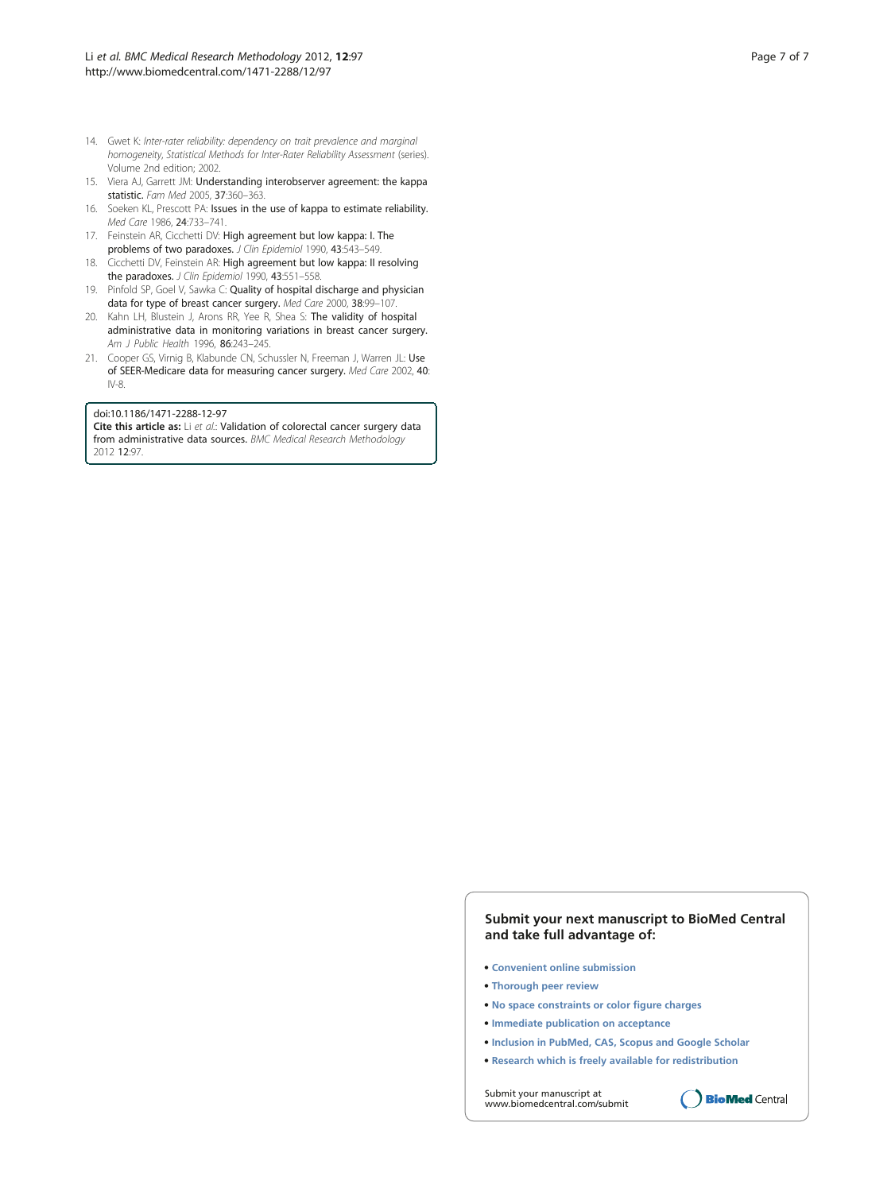14. Gwet K: *Inter-rater reliability: dependency on trait prevalence and marginal homogeneity*, *Statistical Methods for Inter-Rater Reliability Assessment* (series). Volume 2nd edition; 2002.
15. Viera AJ, Garrett JM: **Understanding interobserver agreement: the kappa statistic.** *Fam Med* 2005, **37**:360–363.
16. Soeken KL, Prescott PA: **Issues in the use of kappa to estimate reliability.** *Med Care* 1986, **24**:733–741.
17. Feinstein AR, Cicchetti DV: **High agreement but low kappa: I. The problems of two paradoxes.** *J Clin Epidemiol* 1990, **43**:543–549.
18. Cicchetti DV, Feinstein AR: **High agreement but low kappa: II resolving the paradoxes.** *J Clin Epidemiol* 1990, **43**:551–558.
19. Pinfold SP, Goel V, Sawka C: **Quality of hospital discharge and physician data for type of breast cancer surgery.** *Med Care* 2000, **38**:99–107.
20. Kahn LH, Blustein J, Arons RR, Yee R, Shea S: **The validity of hospital administrative data in monitoring variations in breast cancer surgery.** *Am J Public Health* 1996, **86**:243–245.
21. Cooper GS, Virnig B, Klabunde CN, Schussler N, Freeman J, Warren JL: **Use of SEER-Medicare data for measuring cancer surgery.** *Med Care* 2002, **40**: IV-8.

doi:10.1186/1471-2288-12-97

**Cite this article as:** Li *et al.*: Validation of colorectal cancer surgery data from administrative data sources. *BMC Medical Research Methodology* 2012 **12**:97.

**Submit your next manuscript to BioMed Central and take full advantage of:**

- **Convenient online submission**
- **Thorough peer review**
- **No space constraints or color figure charges**
- **Immediate publication on acceptance**
- **Inclusion in PubMed, CAS, Scopus and Google Scholar**
- **Research which is freely available for redistribution**

Submit your manuscript at www.biomedcentral.com/submit

BioMed Central